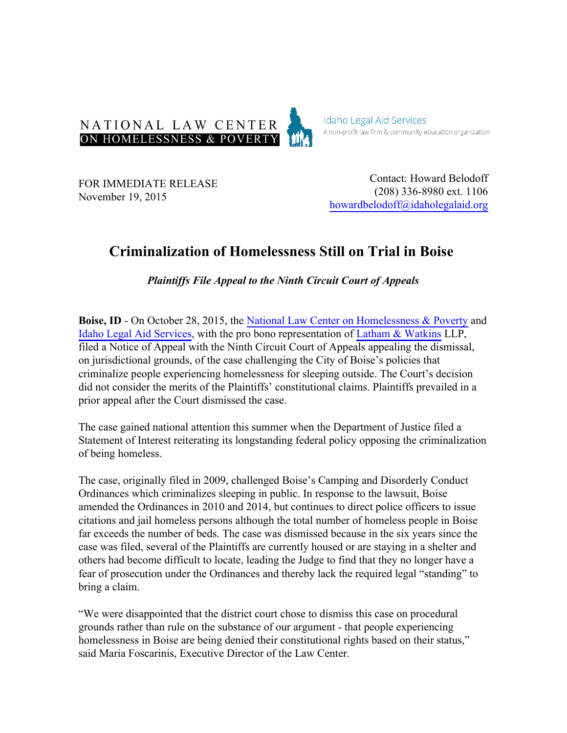NATIONAL LAW CENTER ON HOMELESSNESS & POVERTY

Idaho Legal Aid Services
A non-profit law firm & community education organization

FOR IMMEDIATE RELEASE
November 19, 2015

Contact: Howard Belodoff
(208) 336-8980 ext. 1106
howardbelodoff@idaholegalaid.org

# Criminalization of Homelessness Still on Trial in Boise

***Plaintiffs File Appeal to the Ninth Circuit Court of Appeals***

**Boise, ID** - On October 28, 2015, the National Law Center on Homelessness & Poverty and Idaho Legal Aid Services, with the pro bono representation of Latham & Watkins LLP, filed a Notice of Appeal with the Ninth Circuit Court of Appeals appealing the dismissal, on jurisdictional grounds, of the case challenging the City of Boise's policies that criminalize people experiencing homelessness for sleeping outside. The Court's decision did not consider the merits of the Plaintiffs' constitutional claims. Plaintiffs prevailed in a prior appeal after the Court dismissed the case.

The case gained national attention this summer when the Department of Justice filed a Statement of Interest reiterating its longstanding federal policy opposing the criminalization of being homeless.

The case, originally filed in 2009, challenged Boise's Camping and Disorderly Conduct Ordinances which criminalizes sleeping in public. In response to the lawsuit, Boise amended the Ordinances in 2010 and 2014, but continues to direct police officers to issue citations and jail homeless persons although the total number of homeless people in Boise far exceeds the number of beds. The case was dismissed because in the six years since the case was filed, several of the Plaintiffs are currently housed or are staying in a shelter and others had become difficult to locate, leading the Judge to find that they no longer have a fear of prosecution under the Ordinances and thereby lack the required legal "standing" to bring a claim.

"We were disappointed that the district court chose to dismiss this case on procedural grounds rather than rule on the substance of our argument - that people experiencing homelessness in Boise are being denied their constitutional rights based on their status," said Maria Foscarinis, Executive Director of the Law Center.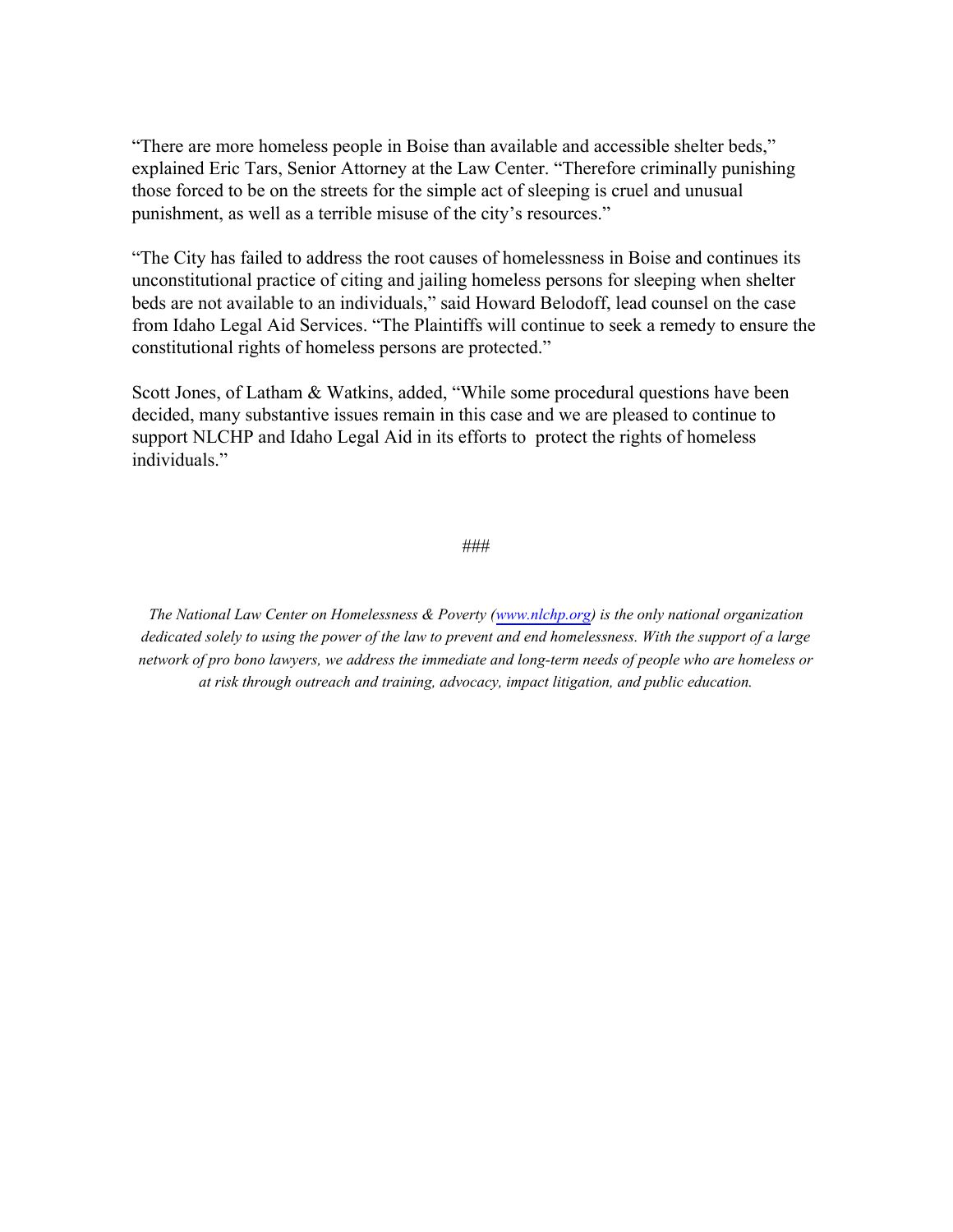"There are more homeless people in Boise than available and accessible shelter beds," explained Eric Tars, Senior Attorney at the Law Center. "Therefore criminally punishing those forced to be on the streets for the simple act of sleeping is cruel and unusual punishment, as well as a terrible misuse of the city's resources."

"The City has failed to address the root causes of homelessness in Boise and continues its unconstitutional practice of citing and jailing homeless persons for sleeping when shelter beds are not available to an individuals," said Howard Belodoff, lead counsel on the case from Idaho Legal Aid Services. "The Plaintiffs will continue to seek a remedy to ensure the constitutional rights of homeless persons are protected."

Scott Jones, of Latham & Watkins, added, "While some procedural questions have been decided, many substantive issues remain in this case and we are pleased to continue to support NLCHP and Idaho Legal Aid in its efforts to protect the rights of homeless individuals."

###

*The National Law Center on Homelessness & Poverty (www.nlchp.org) is the only national organization dedicated solely to using the power of the law to prevent and end homelessness. With the support of a large network of pro bono lawyers, we address the immediate and long-term needs of people who are homeless or at risk through outreach and training, advocacy, impact litigation, and public education.*